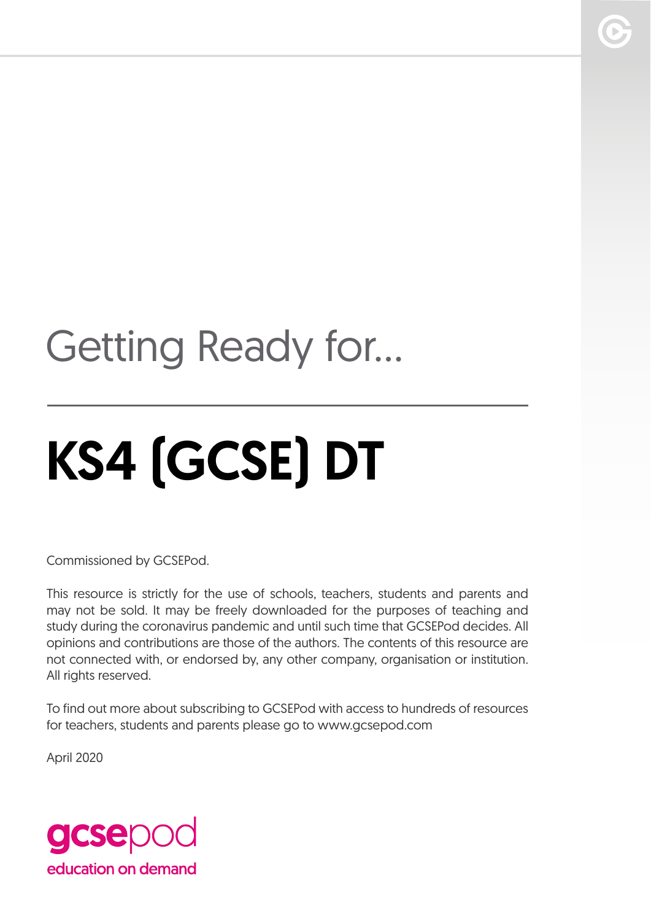Getting Ready for...

# KS4 (GCSE) DT

Commissioned by GCSEPod.

This resource is strictly for the use of schools, teachers, students and parents and may not be sold. It may be freely downloaded for the purposes of teaching and study during the coronavirus pandemic and until such time that GCSEPod decides. All opinions and contributions are those of the authors. The contents of this resource are not connected with, or endorsed by, any other company, organisation or institution. All rights reserved.

To find out more about subscribing to GCSEPod with access to hundreds of resources for teachers, students and parents please go to www.gcsepod.com

April 2020

gcsepod
education on demand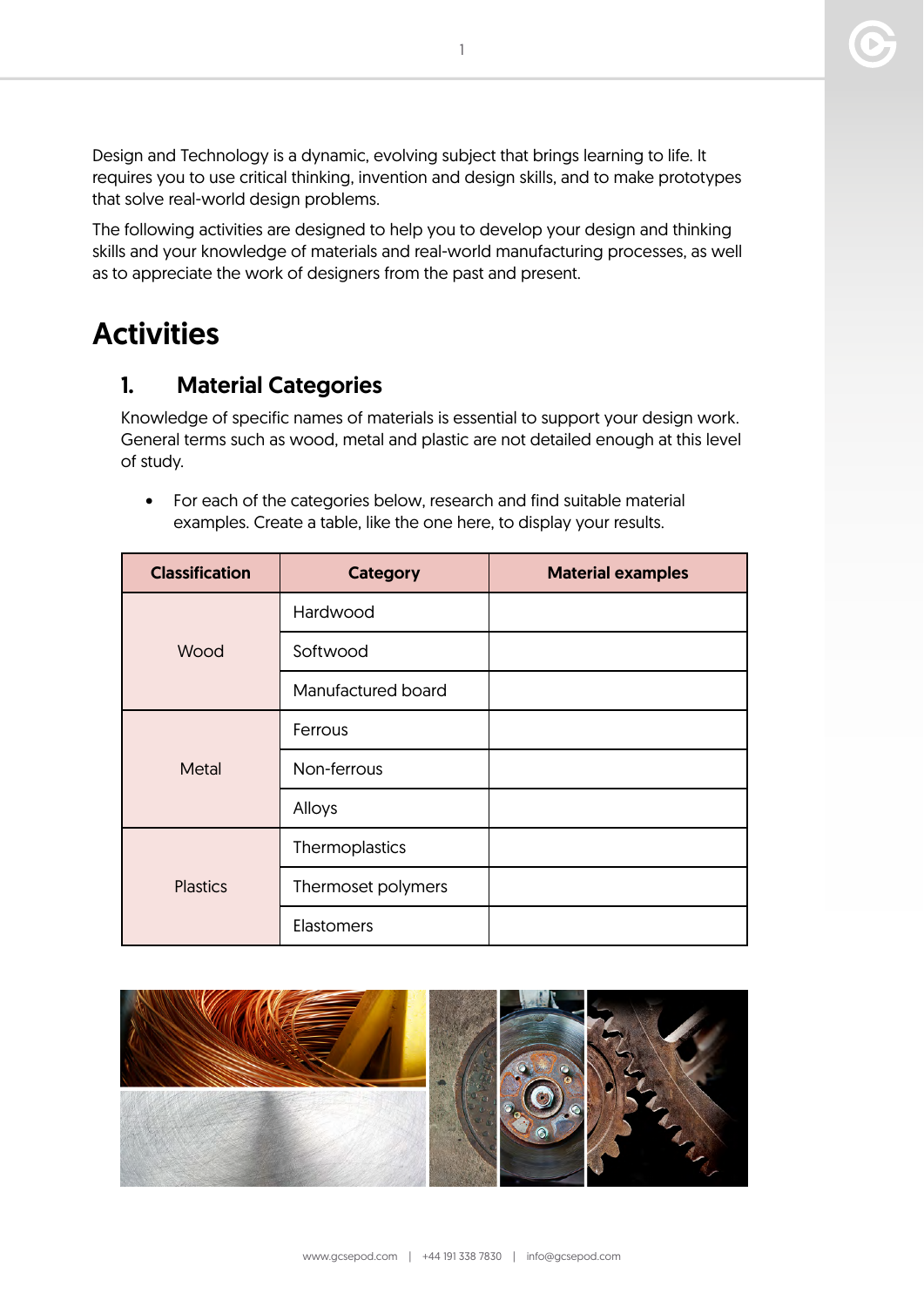Design and Technology is a dynamic, evolving subject that brings learning to life. It requires you to use critical thinking, invention and design skills, and to make prototypes that solve real-world design problems.

The following activities are designed to help you to develop your design and thinking skills and your knowledge of materials and real-world manufacturing processes, as well as to appreciate the work of designers from the past and present.

# Activities

## 1. Material Categories

Knowledge of specific names of materials is essential to support your design work. General terms such as wood, metal and plastic are not detailed enough at this level of study.

- For each of the categories below, research and find suitable material examples. Create a table, like the one here, to display your results.

| Classification | Category | Material examples |
|---|---|---|
| Wood | Hardwood | |
| | Softwood | |
| | Manufactured board | |
| Metal | Ferrous | |
| | Non-ferrous | |
| | Alloys | |
| Plastics | Thermoplastics | |
| | Thermoset polymers | |
| | Elastomers | |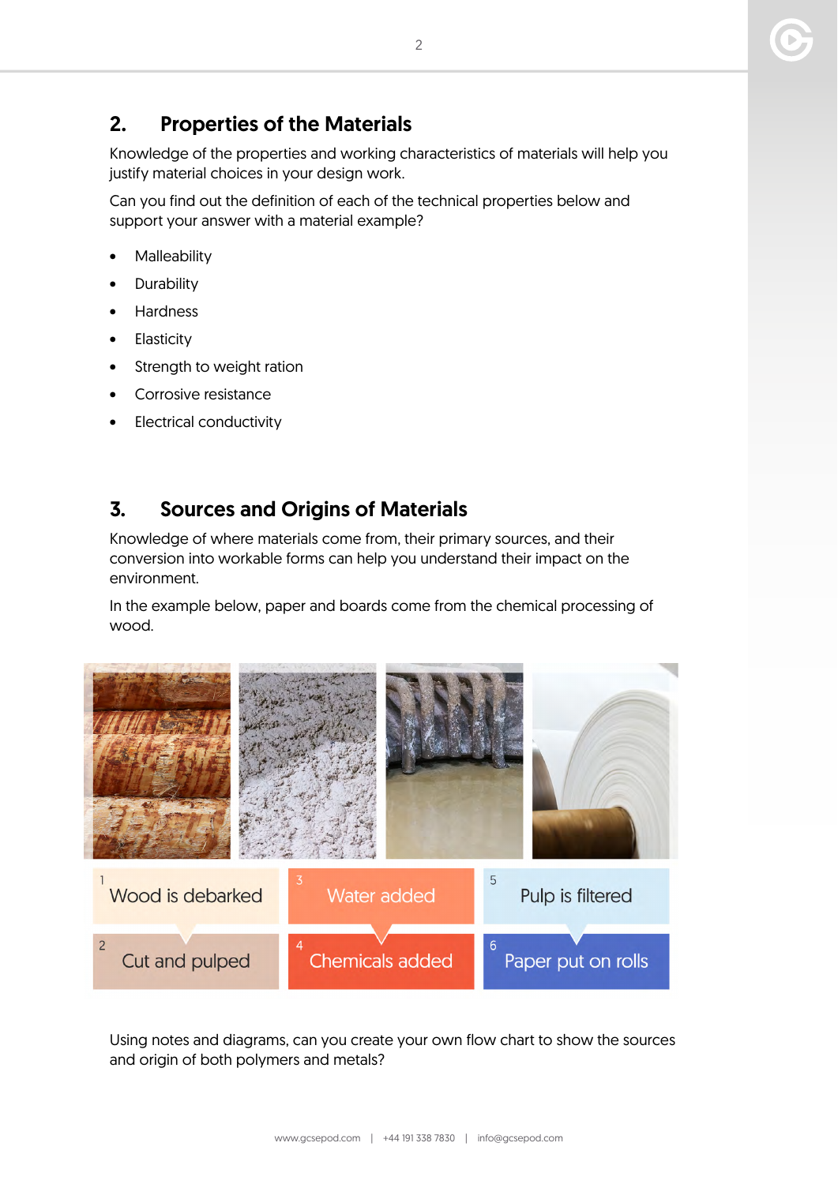## 2. Properties of the Materials

Knowledge of the properties and working characteristics of materials will help you justify material choices in your design work.

Can you find out the definition of each of the technical properties below and support your answer with a material example?

- Malleability
- Durability
- Hardness
- Elasticity
- Strength to weight ration
- Corrosive resistance
- Electrical conductivity

## 3. Sources and Origins of Materials

Knowledge of where materials come from, their primary sources, and their conversion into workable forms can help you understand their impact on the environment.

In the example below, paper and boards come from the chemical processing of wood.

1. Wood is debarked
2. Cut and pulped
3. Water added
4. Chemicals added
5. Pulp is filtered
6. Paper put on rolls

Using notes and diagrams, can you create your own flow chart to show the sources and origin of both polymers and metals?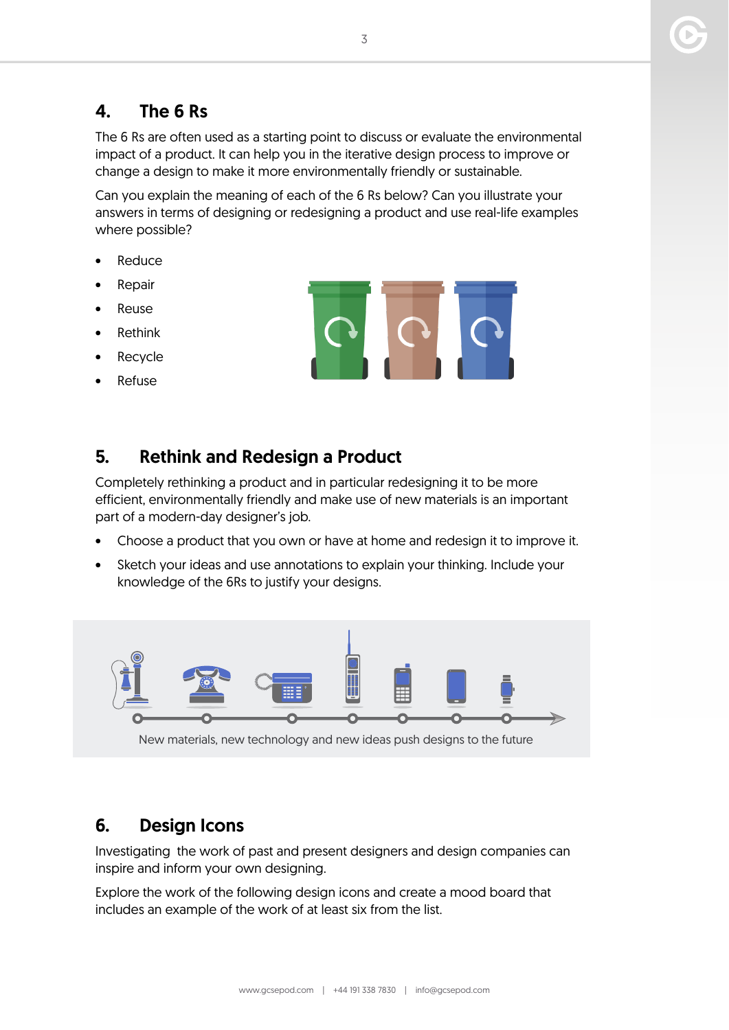## 4. The 6 Rs

The 6 Rs are often used as a starting point to discuss or evaluate the environmental impact of a product. It can help you in the iterative design process to improve or change a design to make it more environmentally friendly or sustainable.

Can you explain the meaning of each of the 6 Rs below? Can you illustrate your answers in terms of designing or redesigning a product and use real-life examples where possible?

- Reduce
- Repair
- Reuse
- Rethink
- Recycle
- Refuse

## 5. Rethink and Redesign a Product

Completely rethinking a product and in particular redesigning it to be more efficient, environmentally friendly and make use of new materials is an important part of a modern-day designer's job.

- Choose a product that you own or have at home and redesign it to improve it.
- Sketch your ideas and use annotations to explain your thinking. Include your knowledge of the 6Rs to justify your designs.

New materials, new technology and new ideas push designs to the future

## 6. Design Icons

Investigating the work of past and present designers and design companies can inspire and inform your own designing.

Explore the work of the following design icons and create a mood board that includes an example of the work of at least six from the list.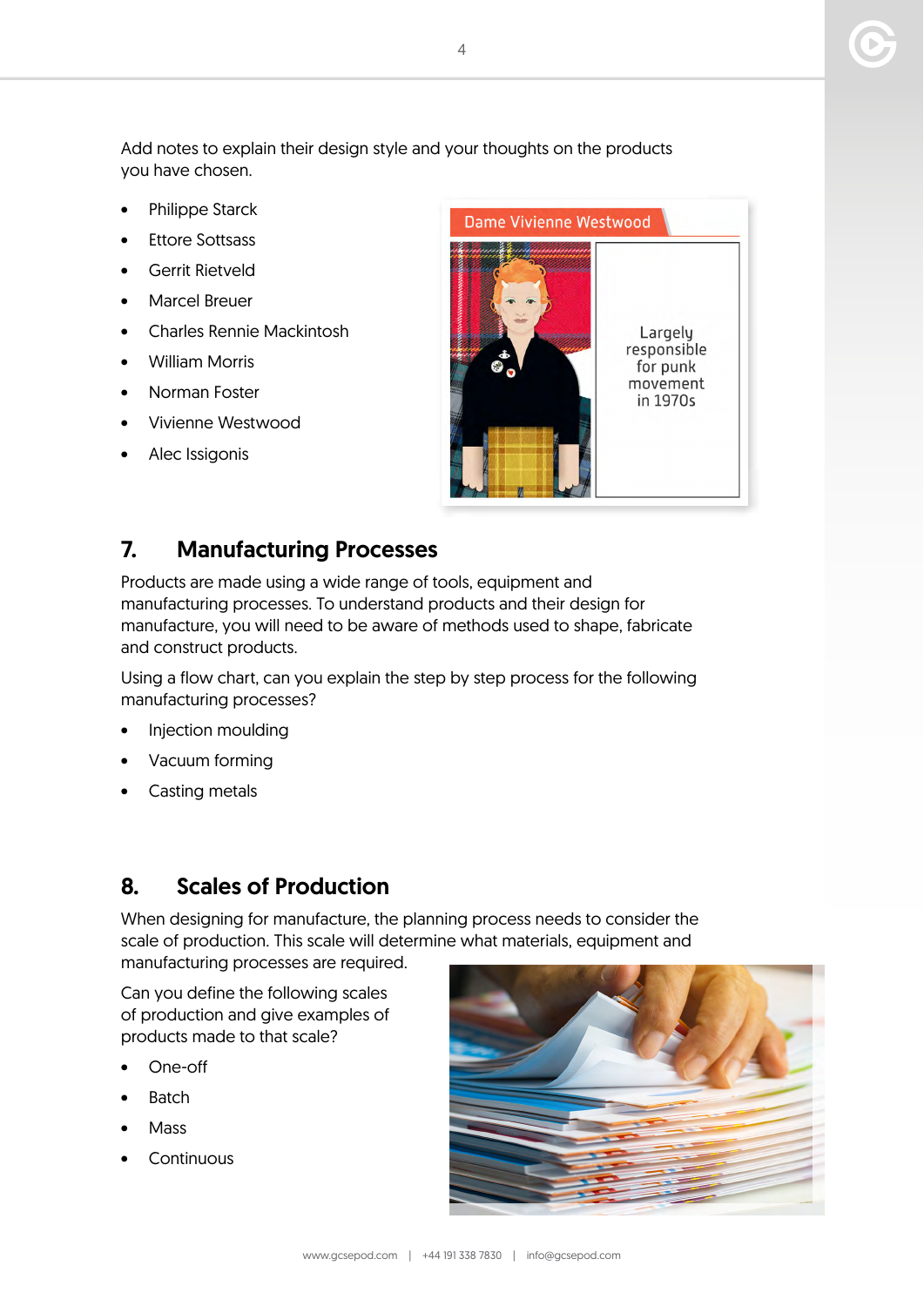Add notes to explain their design style and your thoughts on the products you have chosen.

- Philippe Starck
- Ettore Sottsass
- Gerrit Rietveld
- Marcel Breuer
- Charles Rennie Mackintosh
- William Morris
- Norman Foster
- Vivienne Westwood
- Alec Issigonis

Dame Vivienne Westwood

Largely responsible for punk movement in 1970s

## 7. Manufacturing Processes

Products are made using a wide range of tools, equipment and manufacturing processes. To understand products and their design for manufacture, you will need to be aware of methods used to shape, fabricate and construct products.

Using a flow chart, can you explain the step by step process for the following manufacturing processes?

- Injection moulding
- Vacuum forming
- Casting metals

## 8. Scales of Production

When designing for manufacture, the planning process needs to consider the scale of production. This scale will determine what materials, equipment and manufacturing processes are required.

Can you define the following scales of production and give examples of products made to that scale?

- One-off
- Batch
- Mass
- Continuous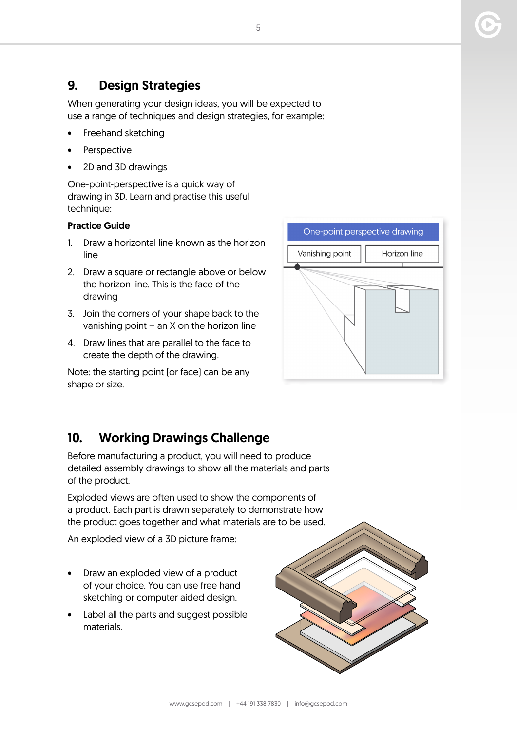## 9. Design Strategies

When generating your design ideas, you will be expected to use a range of techniques and design strategies, for example:

- Freehand sketching
- Perspective
- 2D and 3D drawings

One-point-perspective is a quick way of drawing in 3D. Learn and practise this useful technique:

**Practice Guide**

1. Draw a horizontal line known as the horizon line
2. Draw a square or rectangle above or below the horizon line. This is the face of the drawing
3. Join the corners of your shape back to the vanishing point – an X on the horizon line
4. Draw lines that are parallel to the face to create the depth of the drawing.

Note: the starting point (or face) can be any shape or size.

One-point perspective drawing

Vanishing point

Horizon line

## 10. Working Drawings Challenge

Before manufacturing a product, you will need to produce detailed assembly drawings to show all the materials and parts of the product.

Exploded views are often used to show the components of a product. Each part is drawn separately to demonstrate how the product goes together and what materials are to be used.

An exploded view of a 3D picture frame:

- Draw an exploded view of a product of your choice. You can use free hand sketching or computer aided design.
- Label all the parts and suggest possible materials.